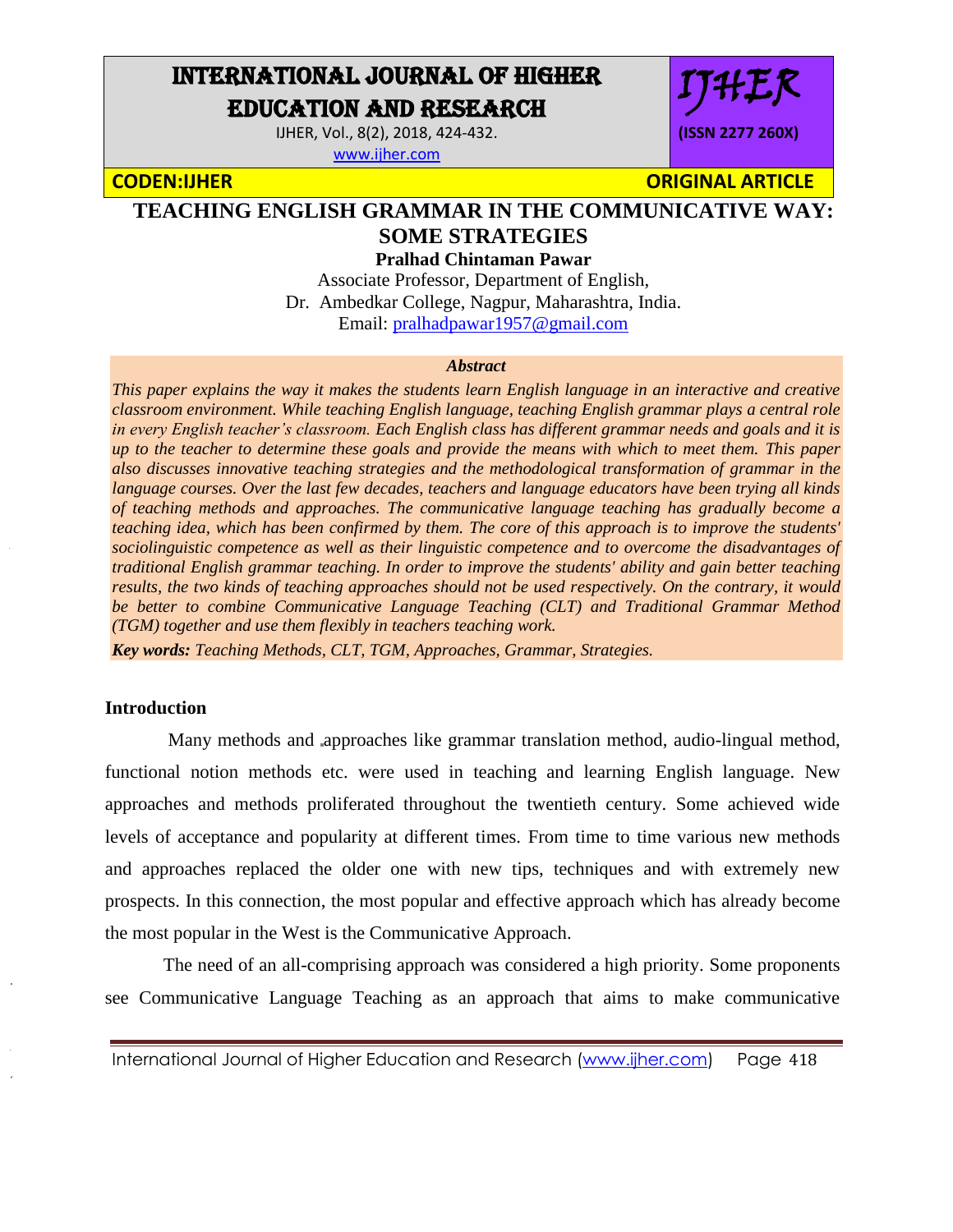# TEACHING ENGLISH GRAMMAR IN THE COMMUNICATIVE WAY: SOME STRATEGIES

**Pralhad Chintaman Pawar**

Associate Professor, Department of English,
Dr. Ambedkar College, Nagpur, Maharashtra, India.
Email: pralhadpawar1957@gmail.com

***Abstract***

*This paper explains the way it makes the students learn English language in an interactive and creative classroom environment. While teaching English language, teaching English grammar plays a central role in every English teacher's classroom. Each English class has different grammar needs and goals and it is up to the teacher to determine these goals and provide the means with which to meet them. This paper also discusses innovative teaching strategies and the methodological transformation of grammar in the language courses. Over the last few decades, teachers and language educators have been trying all kinds of teaching methods and approaches. The communicative language teaching has gradually become a teaching idea, which has been confirmed by them. The core of this approach is to improve the students' sociolinguistic competence as well as their linguistic competence and to overcome the disadvantages of traditional English grammar teaching. In order to improve the students' ability and gain better teaching results, the two kinds of teaching approaches should not be used respectively. On the contrary, it would be better to combine Communicative Language Teaching (CLT) and Traditional Grammar Method (TGM) together and use them flexibly in teachers teaching work.*

***Key words:*** *Teaching Methods, CLT, TGM, Approaches, Grammar, Strategies.*

## Introduction

Many methods and approaches like grammar translation method, audio-lingual method, functional notion methods etc. were used in teaching and learning English language. New approaches and methods proliferated throughout the twentieth century. Some achieved wide levels of acceptance and popularity at different times. From time to time various new methods and approaches replaced the older one with new tips, techniques and with extremely new prospects. In this connection, the most popular and effective approach which has already become the most popular in the West is the Communicative Approach.

The need of an all-comprising approach was considered a high priority. Some proponents see Communicative Language Teaching as an approach that aims to make communicative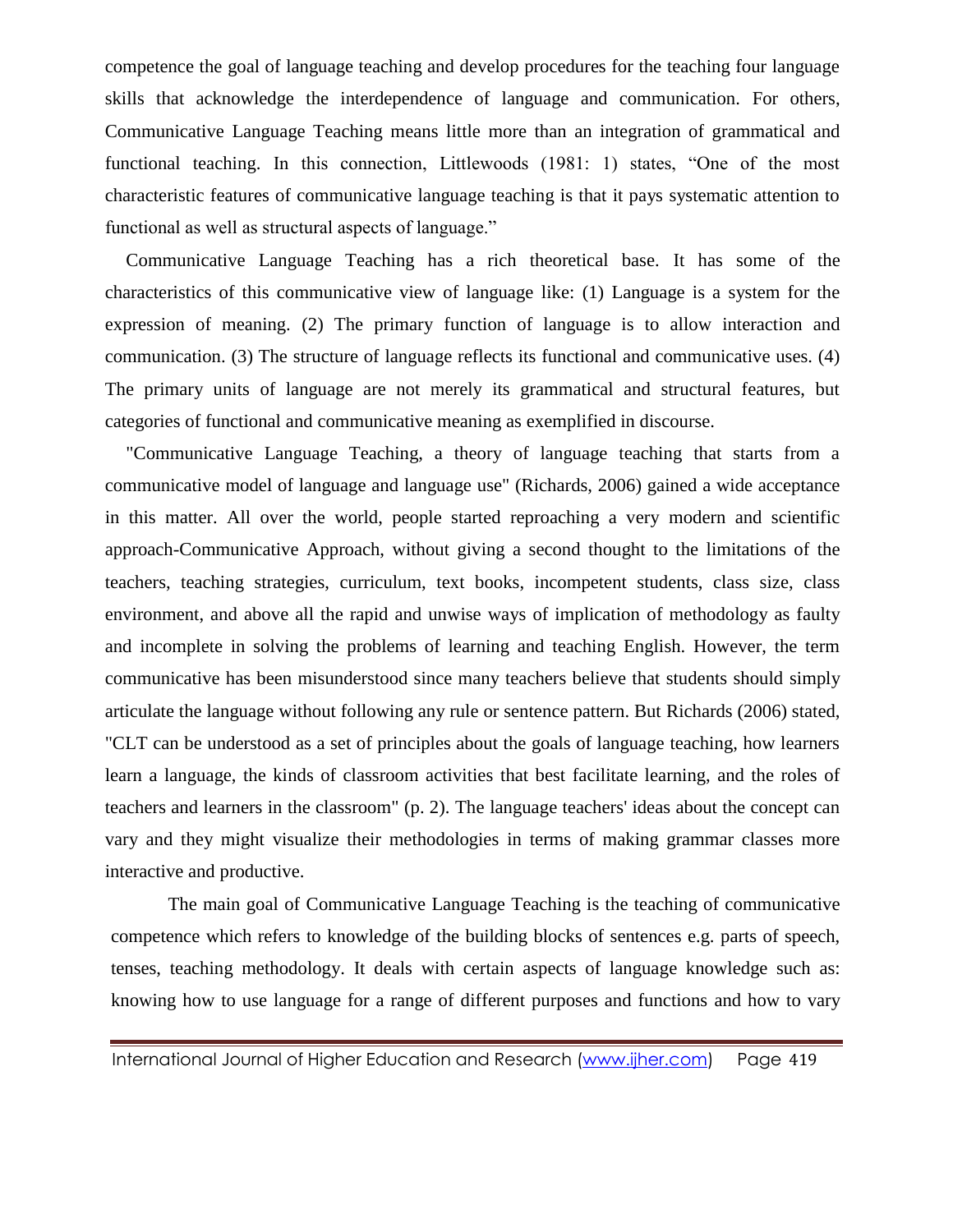competence the goal of language teaching and develop procedures for the teaching four language skills that acknowledge the interdependence of language and communication. For others, Communicative Language Teaching means little more than an integration of grammatical and functional teaching. In this connection, Littlewoods (1981: 1) states, "One of the most characteristic features of communicative language teaching is that it pays systematic attention to functional as well as structural aspects of language."

Communicative Language Teaching has a rich theoretical base. It has some of the characteristics of this communicative view of language like: (1) Language is a system for the expression of meaning. (2) The primary function of language is to allow interaction and communication. (3) The structure of language reflects its functional and communicative uses. (4) The primary units of language are not merely its grammatical and structural features, but categories of functional and communicative meaning as exemplified in discourse.

"Communicative Language Teaching, a theory of language teaching that starts from a communicative model of language and language use" (Richards, 2006) gained a wide acceptance in this matter. All over the world, people started reproaching a very modern and scientific approach-Communicative Approach, without giving a second thought to the limitations of the teachers, teaching strategies, curriculum, text books, incompetent students, class size, class environment, and above all the rapid and unwise ways of implication of methodology as faulty and incomplete in solving the problems of learning and teaching English. However, the term communicative has been misunderstood since many teachers believe that students should simply articulate the language without following any rule or sentence pattern. But Richards (2006) stated, "CLT can be understood as a set of principles about the goals of language teaching, how learners learn a language, the kinds of classroom activities that best facilitate learning, and the roles of teachers and learners in the classroom" (p. 2). The language teachers' ideas about the concept can vary and they might visualize their methodologies in terms of making grammar classes more interactive and productive.

The main goal of Communicative Language Teaching is the teaching of communicative competence which refers to knowledge of the building blocks of sentences e.g. parts of speech, tenses, teaching methodology. It deals with certain aspects of language knowledge such as: knowing how to use language for a range of different purposes and functions and how to vary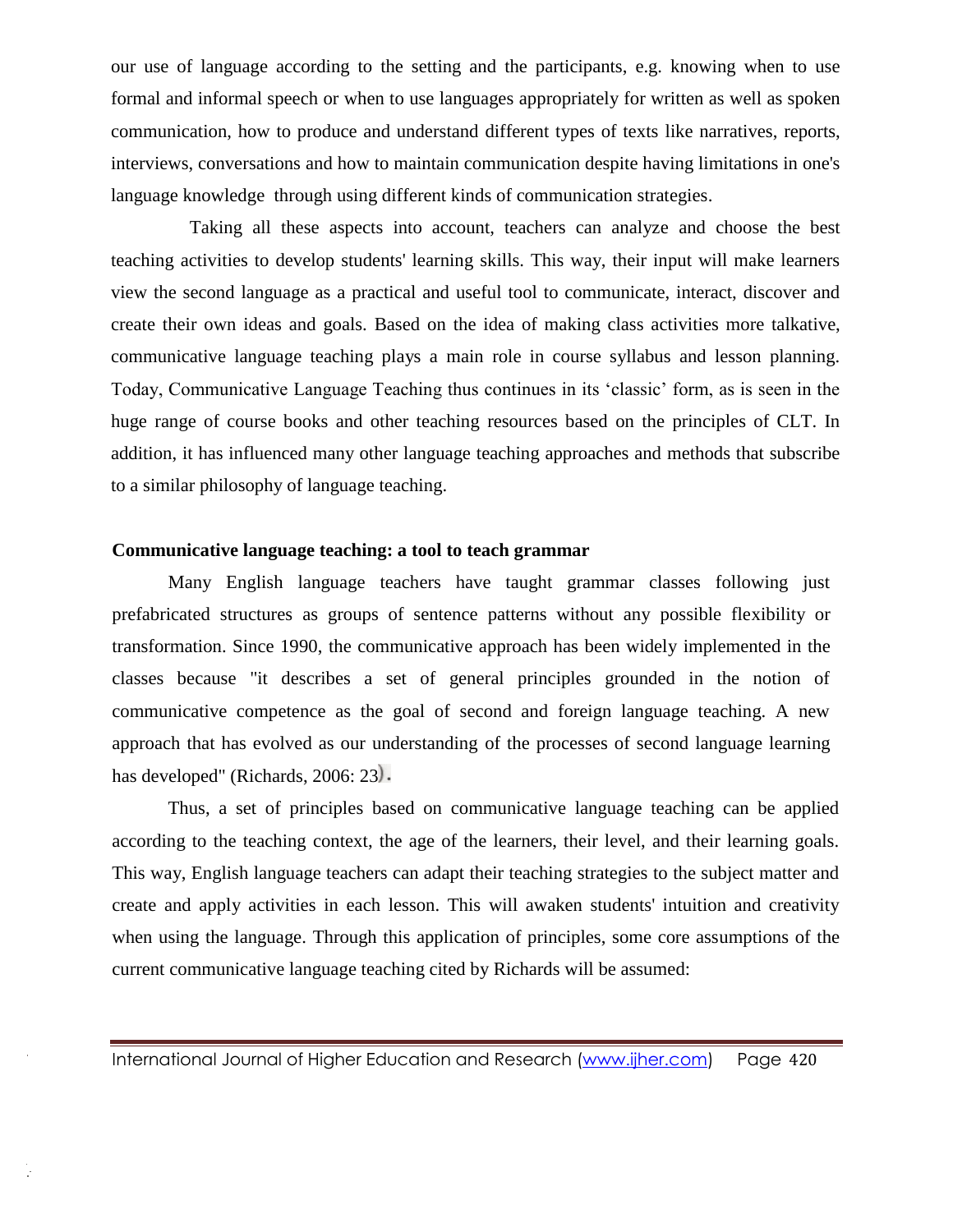our use of language according to the setting and the participants, e.g. knowing when to use formal and informal speech or when to use languages appropriately for written as well as spoken communication, how to produce and understand different types of texts like narratives, reports, interviews, conversations and how to maintain communication despite having limitations in one's language knowledge through using different kinds of communication strategies.

Taking all these aspects into account, teachers can analyze and choose the best teaching activities to develop students' learning skills. This way, their input will make learners view the second language as a practical and useful tool to communicate, interact, discover and create their own ideas and goals. Based on the idea of making class activities more talkative, communicative language teaching plays a main role in course syllabus and lesson planning. Today, Communicative Language Teaching thus continues in its 'classic' form, as is seen in the huge range of course books and other teaching resources based on the principles of CLT. In addition, it has influenced many other language teaching approaches and methods that subscribe to a similar philosophy of language teaching.

**Communicative language teaching: a tool to teach grammar**

Many English language teachers have taught grammar classes following just prefabricated structures as groups of sentence patterns without any possible flexibility or transformation. Since 1990, the communicative approach has been widely implemented in the classes because "it describes a set of general principles grounded in the notion of communicative competence as the goal of second and foreign language teaching. A new approach that has evolved as our understanding of the processes of second language learning has developed" (Richards, 2006: 23).

Thus, a set of principles based on communicative language teaching can be applied according to the teaching context, the age of the learners, their level, and their learning goals. This way, English language teachers can adapt their teaching strategies to the subject matter and create and apply activities in each lesson. This will awaken students' intuition and creativity when using the language. Through this application of principles, some core assumptions of the current communicative language teaching cited by Richards will be assumed: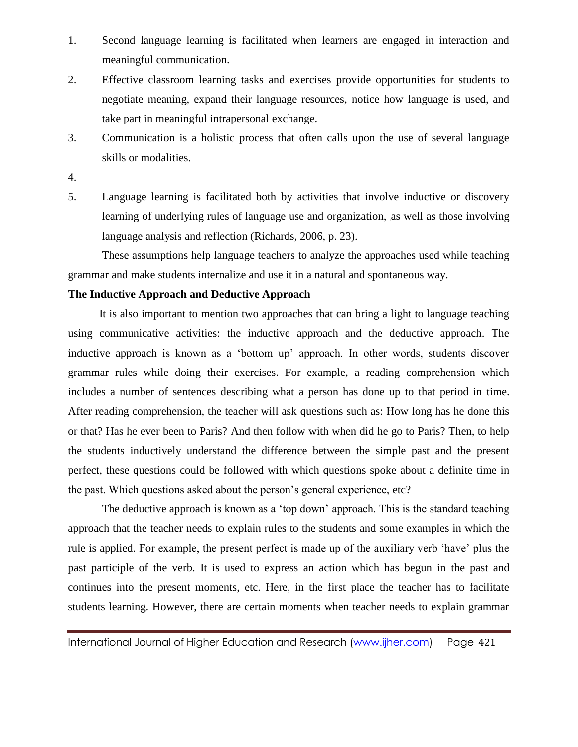1. Second language learning is facilitated when learners are engaged in interaction and meaningful communication.
2. Effective classroom learning tasks and exercises provide opportunities for students to negotiate meaning, expand their language resources, notice how language is used, and take part in meaningful intrapersonal exchange.
3. Communication is a holistic process that often calls upon the use of several language skills or modalities.
4. 
5. Language learning is facilitated both by activities that involve inductive or discovery learning of underlying rules of language use and organization, as well as those involving language analysis and reflection (Richards, 2006, p. 23).

These assumptions help language teachers to analyze the approaches used while teaching grammar and make students internalize and use it in a natural and spontaneous way.

**The Inductive Approach and Deductive Approach**

It is also important to mention two approaches that can bring a light to language teaching using communicative activities: the inductive approach and the deductive approach. The inductive approach is known as a 'bottom up' approach. In other words, students discover grammar rules while doing their exercises. For example, a reading comprehension which includes a number of sentences describing what a person has done up to that period in time. After reading comprehension, the teacher will ask questions such as: How long has he done this or that? Has he ever been to Paris? And then follow with when did he go to Paris? Then, to help the students inductively understand the difference between the simple past and the present perfect, these questions could be followed with which questions spoke about a definite time in the past. Which questions asked about the person's general experience, etc?

The deductive approach is known as a 'top down' approach. This is the standard teaching approach that the teacher needs to explain rules to the students and some examples in which the rule is applied. For example, the present perfect is made up of the auxiliary verb 'have' plus the past participle of the verb. It is used to express an action which has begun in the past and continues into the present moments, etc. Here, in the first place the teacher has to facilitate students learning. However, there are certain moments when teacher needs to explain grammar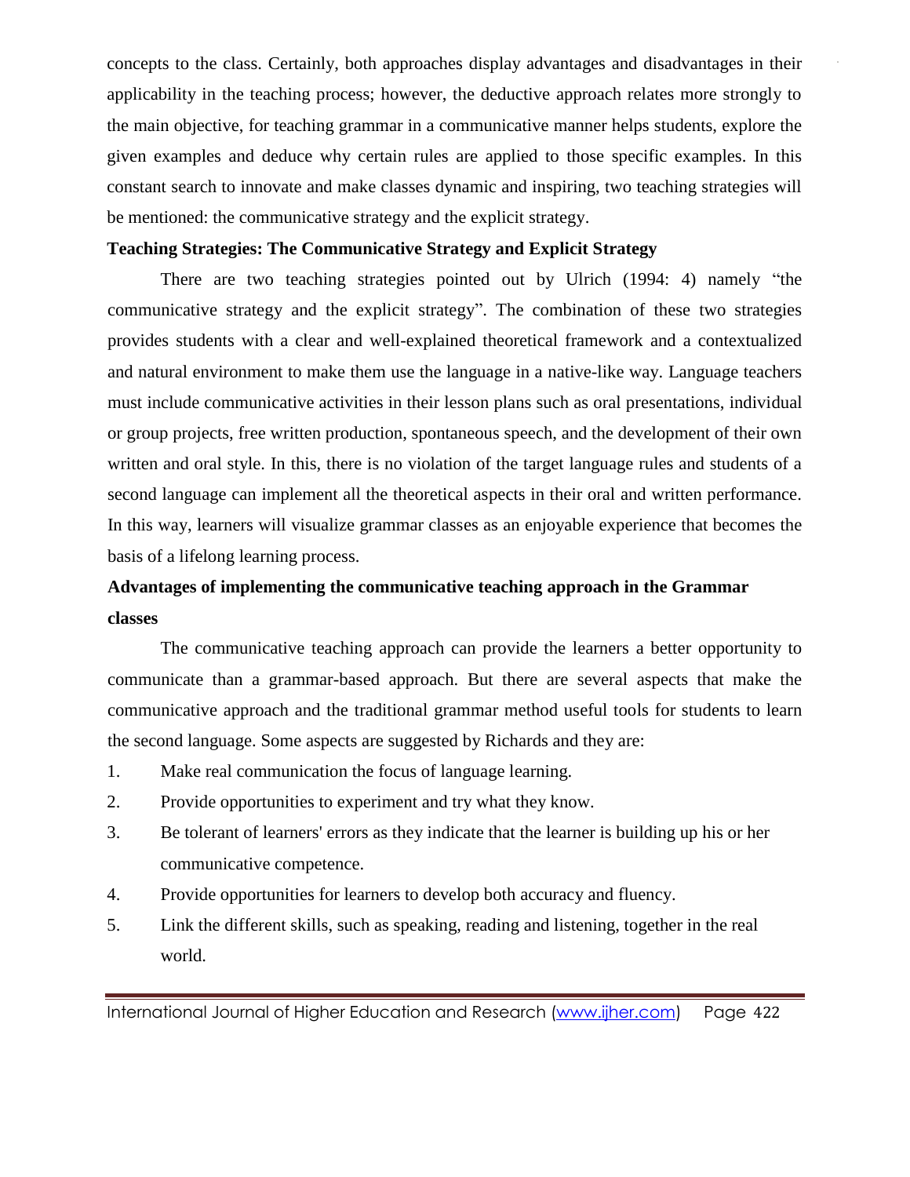concepts to the class. Certainly, both approaches display advantages and disadvantages in their applicability in the teaching process; however, the deductive approach relates more strongly to the main objective, for teaching grammar in a communicative manner helps students, explore the given examples and deduce why certain rules are applied to those specific examples. In this constant search to innovate and make classes dynamic and inspiring, two teaching strategies will be mentioned: the communicative strategy and the explicit strategy.

**Teaching Strategies: The Communicative Strategy and Explicit Strategy**

There are two teaching strategies pointed out by Ulrich (1994: 4) namely "the communicative strategy and the explicit strategy". The combination of these two strategies provides students with a clear and well-explained theoretical framework and a contextualized and natural environment to make them use the language in a native-like way. Language teachers must include communicative activities in their lesson plans such as oral presentations, individual or group projects, free written production, spontaneous speech, and the development of their own written and oral style. In this, there is no violation of the target language rules and students of a second language can implement all the theoretical aspects in their oral and written performance. In this way, learners will visualize grammar classes as an enjoyable experience that becomes the basis of a lifelong learning process.

**Advantages of implementing the communicative teaching approach in the Grammar classes**

The communicative teaching approach can provide the learners a better opportunity to communicate than a grammar-based approach. But there are several aspects that make the communicative approach and the traditional grammar method useful tools for students to learn the second language. Some aspects are suggested by Richards and they are:

1. Make real communication the focus of language learning.
2. Provide opportunities to experiment and try what they know.
3. Be tolerant of learners' errors as they indicate that the learner is building up his or her communicative competence.
4. Provide opportunities for learners to develop both accuracy and fluency.
5. Link the different skills, such as speaking, reading and listening, together in the real world.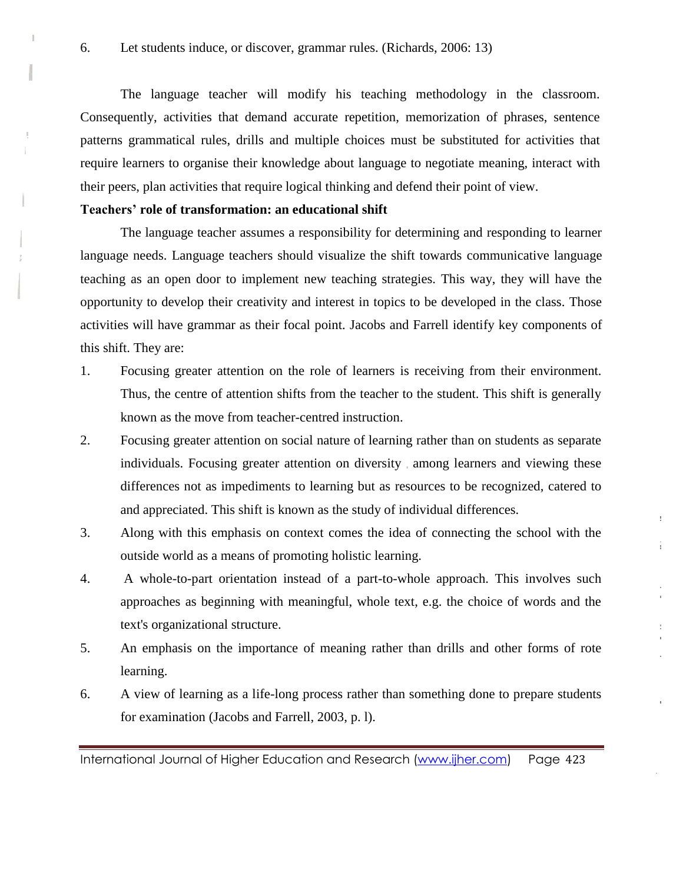6. Let students induce, or discover, grammar rules. (Richards, 2006: 13)

The language teacher will modify his teaching methodology in the classroom. Consequently, activities that demand accurate repetition, memorization of phrases, sentence patterns grammatical rules, drills and multiple choices must be substituted for activities that require learners to organise their knowledge about language to negotiate meaning, interact with their peers, plan activities that require logical thinking and defend their point of view.

**Teachers' role of transformation: an educational shift**

The language teacher assumes a responsibility for determining and responding to learner language needs. Language teachers should visualize the shift towards communicative language teaching as an open door to implement new teaching strategies. This way, they will have the opportunity to develop their creativity and interest in topics to be developed in the class. Those activities will have grammar as their focal point. Jacobs and Farrell identify key components of this shift. They are:

1. Focusing greater attention on the role of learners is receiving from their environment. Thus, the centre of attention shifts from the teacher to the student. This shift is generally known as the move from teacher-centred instruction.
2. Focusing greater attention on social nature of learning rather than on students as separate individuals. Focusing greater attention on diversity among learners and viewing these differences not as impediments to learning but as resources to be recognized, catered to and appreciated. This shift is known as the study of individual differences.
3. Along with this emphasis on context comes the idea of connecting the school with the outside world as a means of promoting holistic learning.
4. A whole-to-part orientation instead of a part-to-whole approach. This involves such approaches as beginning with meaningful, whole text, e.g. the choice of words and the text's organizational structure.
5. An emphasis on the importance of meaning rather than drills and other forms of rote learning.
6. A view of learning as a life-long process rather than something done to prepare students for examination (Jacobs and Farrell, 2003, p. l).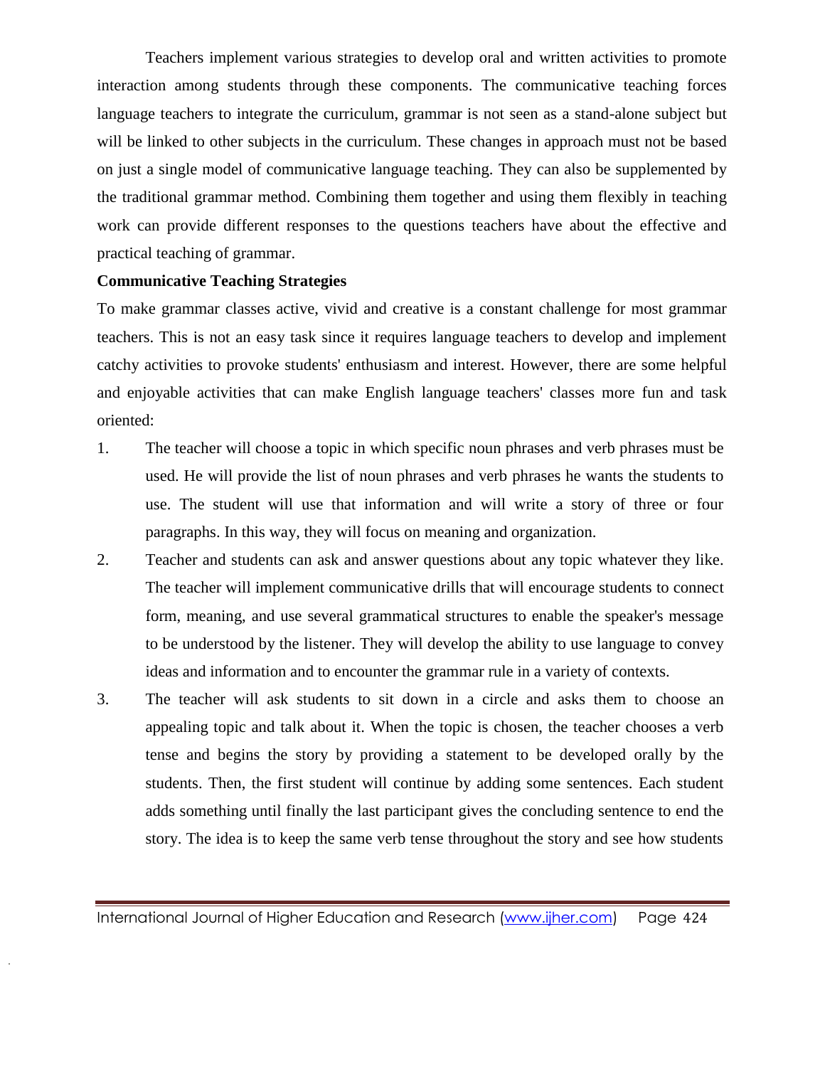Teachers implement various strategies to develop oral and written activities to promote interaction among students through these components. The communicative teaching forces language teachers to integrate the curriculum, grammar is not seen as a stand-alone subject but will be linked to other subjects in the curriculum. These changes in approach must not be based on just a single model of communicative language teaching. They can also be supplemented by the traditional grammar method. Combining them together and using them flexibly in teaching work can provide different responses to the questions teachers have about the effective and practical teaching of grammar.

**Communicative Teaching Strategies**

To make grammar classes active, vivid and creative is a constant challenge for most grammar teachers. This is not an easy task since it requires language teachers to develop and implement catchy activities to provoke students' enthusiasm and interest. However, there are some helpful and enjoyable activities that can make English language teachers' classes more fun and task oriented:

1. The teacher will choose a topic in which specific noun phrases and verb phrases must be used. He will provide the list of noun phrases and verb phrases he wants the students to use. The student will use that information and will write a story of three or four paragraphs. In this way, they will focus on meaning and organization.
2. Teacher and students can ask and answer questions about any topic whatever they like. The teacher will implement communicative drills that will encourage students to connect form, meaning, and use several grammatical structures to enable the speaker's message to be understood by the listener. They will develop the ability to use language to convey ideas and information and to encounter the grammar rule in a variety of contexts.
3. The teacher will ask students to sit down in a circle and asks them to choose an appealing topic and talk about it. When the topic is chosen, the teacher chooses a verb tense and begins the story by providing a statement to be developed orally by the students. Then, the first student will continue by adding some sentences. Each student adds something until finally the last participant gives the concluding sentence to end the story. The idea is to keep the same verb tense throughout the story and see how students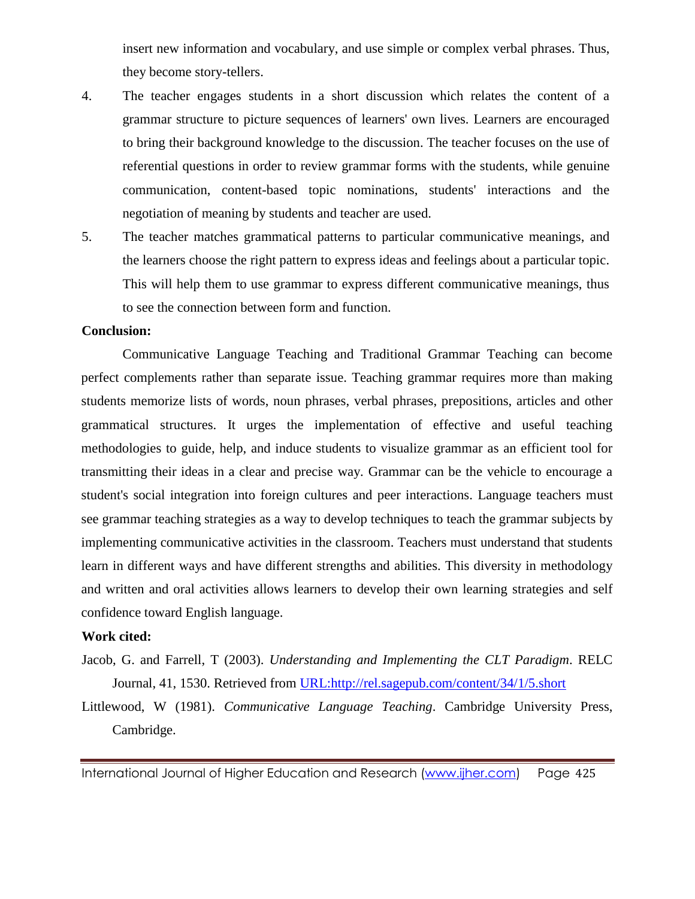insert new information and vocabulary, and use simple or complex verbal phrases. Thus, they become story-tellers.

4. The teacher engages students in a short discussion which relates the content of a grammar structure to picture sequences of learners' own lives. Learners are encouraged to bring their background knowledge to the discussion. The teacher focuses on the use of referential questions in order to review grammar forms with the students, while genuine communication, content-based topic nominations, students' interactions and the negotiation of meaning by students and teacher are used.

5. The teacher matches grammatical patterns to particular communicative meanings, and the learners choose the right pattern to express ideas and feelings about a particular topic. This will help them to use grammar to express different communicative meanings, thus to see the connection between form and function.

**Conclusion:**

Communicative Language Teaching and Traditional Grammar Teaching can become perfect complements rather than separate issue. Teaching grammar requires more than making students memorize lists of words, noun phrases, verbal phrases, prepositions, articles and other grammatical structures. It urges the implementation of effective and useful teaching methodologies to guide, help, and induce students to visualize grammar as an efficient tool for transmitting their ideas in a clear and precise way. Grammar can be the vehicle to encourage a student's social integration into foreign cultures and peer interactions. Language teachers must see grammar teaching strategies as a way to develop techniques to teach the grammar subjects by implementing communicative activities in the classroom. Teachers must understand that students learn in different ways and have different strengths and abilities. This diversity in methodology and written and oral activities allows learners to develop their own learning strategies and self confidence toward English language.

**Work cited:**

Jacob, G. and Farrell, T (2003). *Understanding and Implementing the CLT Paradigm*. RELC Journal, 41, 1530. Retrieved from URL:http://rel.sagepub.com/content/34/1/5.short

Littlewood, W (1981). *Communicative Language Teaching*. Cambridge University Press, Cambridge.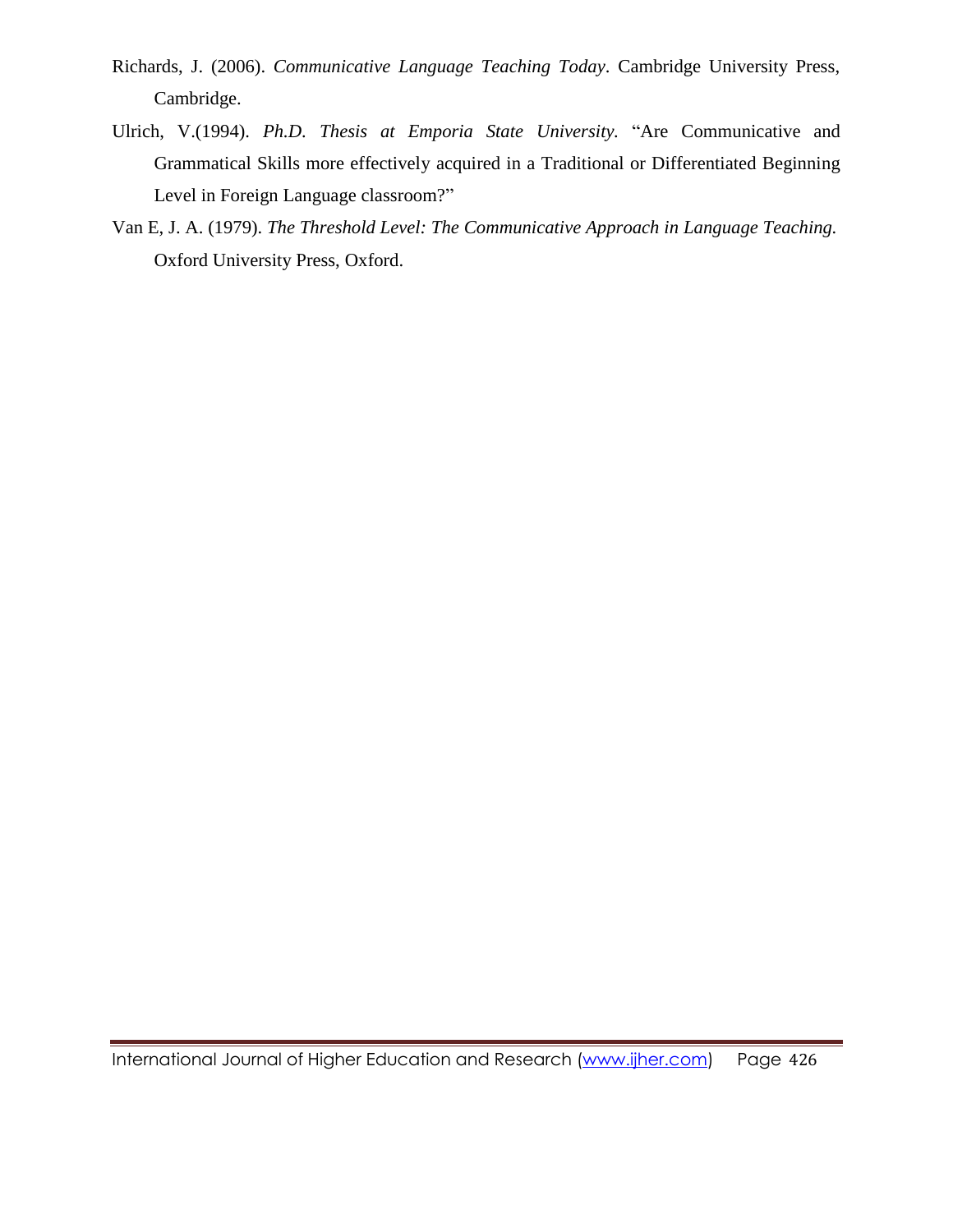Richards, J. (2006). *Communicative Language Teaching Today*. Cambridge University Press, Cambridge.

Ulrich, V.(1994). *Ph.D. Thesis at Emporia State University.* "Are Communicative and Grammatical Skills more effectively acquired in a Traditional or Differentiated Beginning Level in Foreign Language classroom?"

Van E, J. A. (1979). *The Threshold Level: The Communicative Approach in Language Teaching.* Oxford University Press, Oxford.